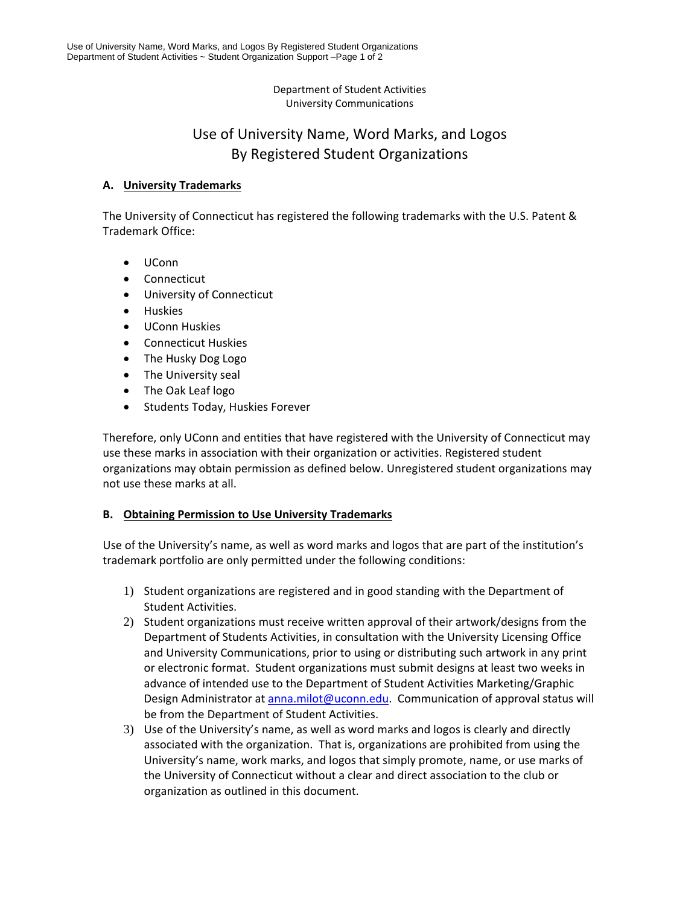Department of Student Activities
University Communications

# Use of University Name, Word Marks, and Logos By Registered Student Organizations

## A. University Trademarks

The University of Connecticut has registered the following trademarks with the U.S. Patent & Trademark Office:

- UConn
- Connecticut
- University of Connecticut
- Huskies
- UConn Huskies
- Connecticut Huskies
- The Husky Dog Logo
- The University seal
- The Oak Leaf logo
- Students Today, Huskies Forever

Therefore, only UConn and entities that have registered with the University of Connecticut may use these marks in association with their organization or activities. Registered student organizations may obtain permission as defined below. Unregistered student organizations may not use these marks at all.

## B. Obtaining Permission to Use University Trademarks

Use of the University's name, as well as word marks and logos that are part of the institution's trademark portfolio are only permitted under the following conditions:

1) Student organizations are registered and in good standing with the Department of Student Activities.
2) Student organizations must receive written approval of their artwork/designs from the Department of Students Activities, in consultation with the University Licensing Office and University Communications, prior to using or distributing such artwork in any print or electronic format. Student organizations must submit designs at least two weeks in advance of intended use to the Department of Student Activities Marketing/Graphic Design Administrator at anna.milot@uconn.edu. Communication of approval status will be from the Department of Student Activities.
3) Use of the University's name, as well as word marks and logos is clearly and directly associated with the organization. That is, organizations are prohibited from using the University's name, work marks, and logos that simply promote, name, or use marks of the University of Connecticut without a clear and direct association to the club or organization as outlined in this document.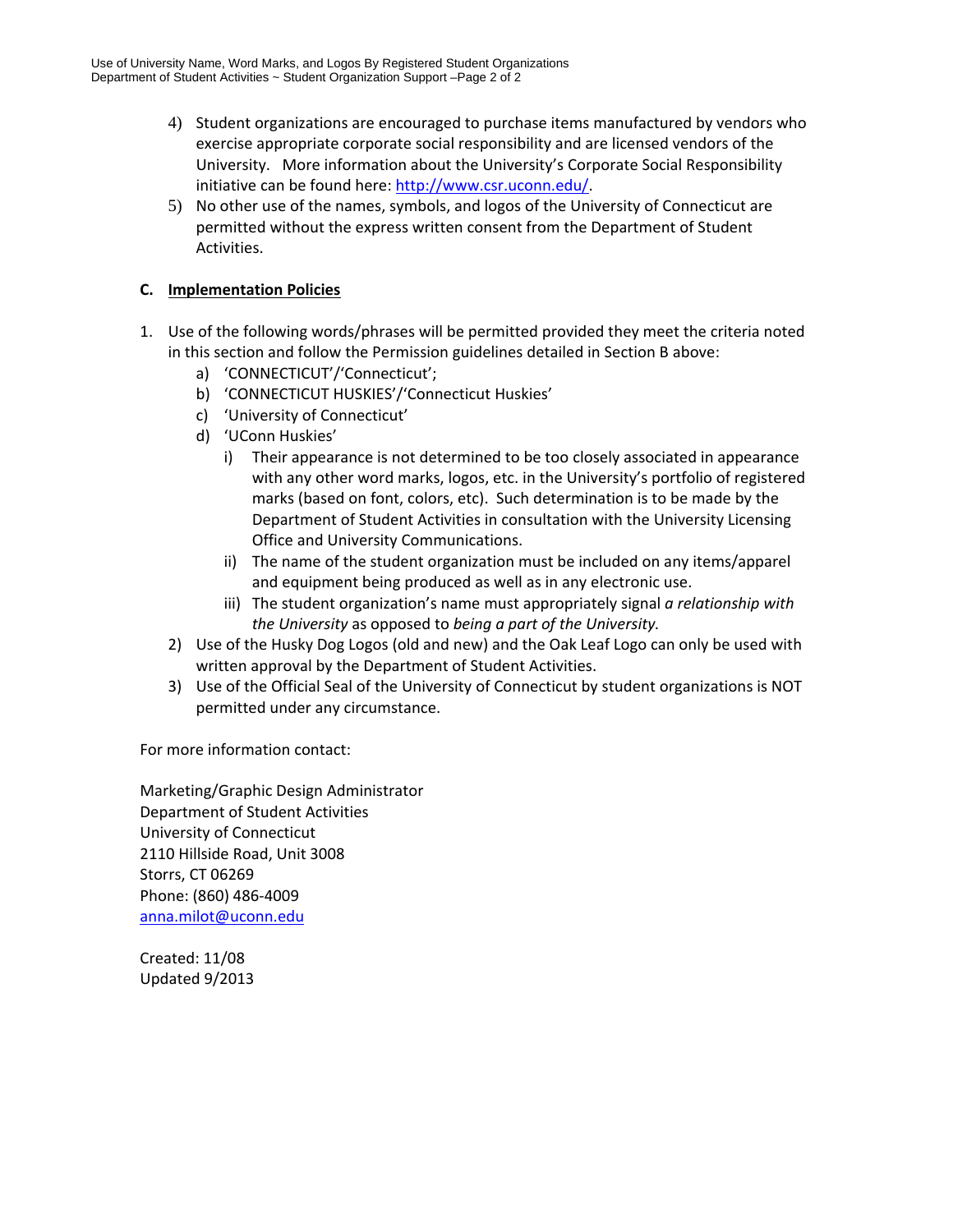4) Student organizations are encouraged to purchase items manufactured by vendors who exercise appropriate corporate social responsibility and are licensed vendors of the University. More information about the University's Corporate Social Responsibility initiative can be found here: http://www.csr.uconn.edu/.
5) No other use of the names, symbols, and logos of the University of Connecticut are permitted without the express written consent from the Department of Student Activities.

**C. Implementation Policies**

1. Use of the following words/phrases will be permitted provided they meet the criteria noted in this section and follow the Permission guidelines detailed in Section B above:
   a) 'CONNECTICUT'/'Connecticut';
   b) 'CONNECTICUT HUSKIES'/'Connecticut Huskies'
   c) 'University of Connecticut'
   d) 'UConn Huskies'
      i) Their appearance is not determined to be too closely associated in appearance with any other word marks, logos, etc. in the University's portfolio of registered marks (based on font, colors, etc). Such determination is to be made by the Department of Student Activities in consultation with the University Licensing Office and University Communications.
      ii) The name of the student organization must be included on any items/apparel and equipment being produced as well as in any electronic use.
      iii) The student organization's name must appropriately signal *a relationship with the University* as opposed to *being a part of the University.*
2) Use of the Husky Dog Logos (old and new) and the Oak Leaf Logo can only be used with written approval by the Department of Student Activities.
3) Use of the Official Seal of the University of Connecticut by student organizations is NOT permitted under any circumstance.

For more information contact:

Marketing/Graphic Design Administrator
Department of Student Activities
University of Connecticut
2110 Hillside Road, Unit 3008
Storrs, CT 06269
Phone: (860) 486-4009
anna.milot@uconn.edu

Created: 11/08
Updated 9/2013